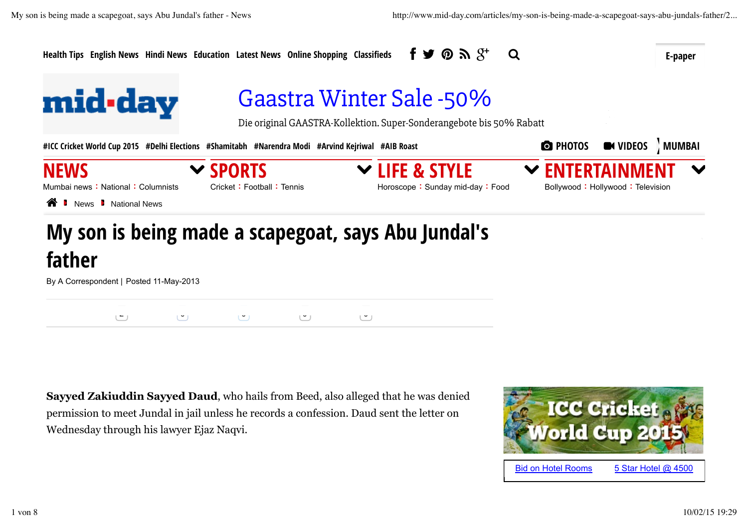Health Tips English News Hindi News Education Latest News Online Shopping Classifieds

E-paper

mid-day

Gaastra Winter Sale -50%

Die original GAASTRA-Kollektion. Super-Sonderangebote bis 50% Rabatt

#ICC Cricket World Cup 2015 #Delhi Elections #Shamitabh #Narendra Modi #Arvind Kejriwal #AIB Roast

PHOTOS VIDEOS MUMBAI

**NEWS** Mumbai news : National : Columnists

**SPORTS** Cricket : Football : Tennis

**LIFE & STYLE** Horoscope : Sunday mid-day : Food

**ENTERTAINMENT** Bollywood : Hollywood : Television

News National News

# My son is being made a scapegoat, says Abu Jundal's father

By A Correspondent | Posted 11-May-2013

**Sayyed Zakiuddin Sayyed Daud**, who hails from Beed, also alleged that he was denied permission to meet Jundal in jail unless he records a confession. Daud sent the letter on Wednesday through his lawyer Ejaz Naqvi.

ICC Cricket World Cup 2015

Bid on Hotel Rooms 5 Star Hotel @ 4500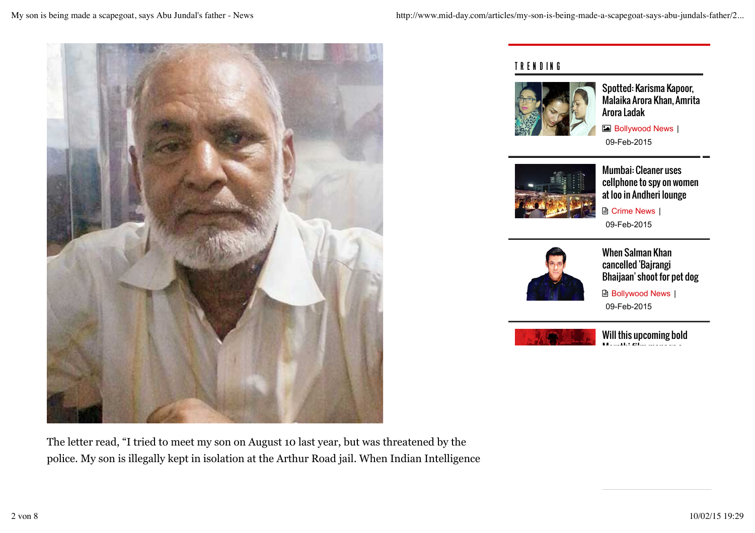The letter read, “I tried to meet my son on August 10 last year, but was threatened by the police. My son is illegally kept in isolation at the Arthur Road jail. When Indian Intelligence

TRENDING

Spotted: Karisma Kapoor, Malaika Arora Khan, Amrita Arora Ladak

Bollywood News | 09-Feb-2015

Mumbai: Cleaner uses cellphone to spy on women at loo in Andheri lounge

Crime News | 09-Feb-2015

When Salman Khan cancelled 'Bajrangi Bhaijaan' shoot for pet dog

Bollywood News | 09-Feb-2015

Will this upcoming bold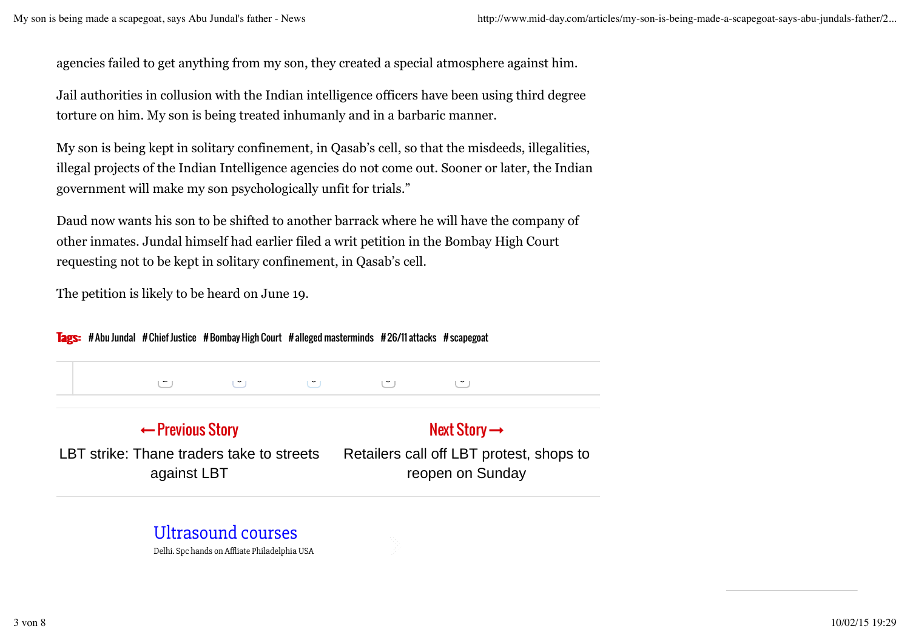agencies failed to get anything from my son, they created a special atmosphere against him.

Jail authorities in collusion with the Indian intelligence officers have been using third degree torture on him. My son is being treated inhumanly and in a barbaric manner.

My son is being kept in solitary confinement, in Qasab's cell, so that the misdeeds, illegalities, illegal projects of the Indian Intelligence agencies do not come out. Sooner or later, the Indian government will make my son psychologically unfit for trials."

Daud now wants his son to be shifted to another barrack where he will have the company of other inmates. Jundal himself had earlier filed a writ petition in the Bombay High Court requesting not to be kept in solitary confinement, in Qasab's cell.

The petition is likely to be heard on June 19.

**Tags:** #Abu Jundal #Chief Justice #Bombay High Court #alleged masterminds #26/11 attacks #scapegoat

**← Previous Story**
LBT strike: Thane traders take to streets against LBT

**Next Story →**
Retailers call off LBT protest, shops to reopen on Sunday

Ultrasound courses
Delhi. Spc hands on Affliate Philadelphia USA